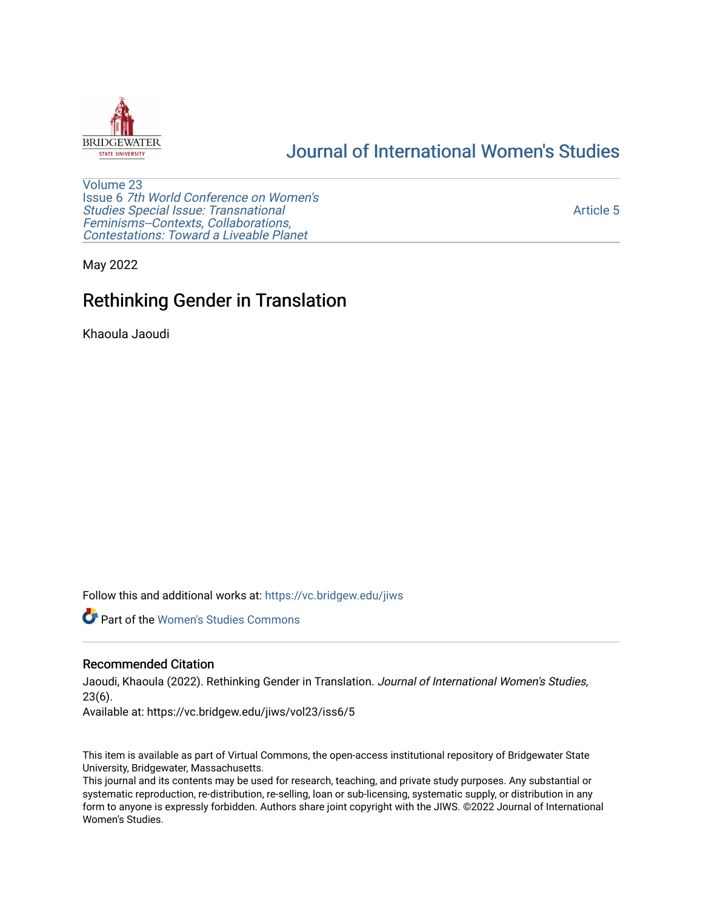Journal of International Women's Studies

Volume 23
Issue 6 *7th World Conference on Women's Studies Special Issue: Transnational Feminisms--Contexts, Collaborations, Contestations: Toward a Liveable Planet*

Article 5

May 2022

# Rethinking Gender in Translation

Khaoula Jaoudi

Follow this and additional works at: https://vc.bridgew.edu/jiws

Part of the Women's Studies Commons

## Recommended Citation

Jaoudi, Khaoula (2022). Rethinking Gender in Translation. *Journal of International Women's Studies*, 23(6).

Available at: https://vc.bridgew.edu/jiws/vol23/iss6/5

This item is available as part of Virtual Commons, the open-access institutional repository of Bridgewater State University, Bridgewater, Massachusetts.

This journal and its contents may be used for research, teaching, and private study purposes. Any substantial or systematic reproduction, re-distribution, re-selling, loan or sub-licensing, systematic supply, or distribution in any form to anyone is expressly forbidden. Authors share joint copyright with the JIWS. ©2022 Journal of International Women's Studies.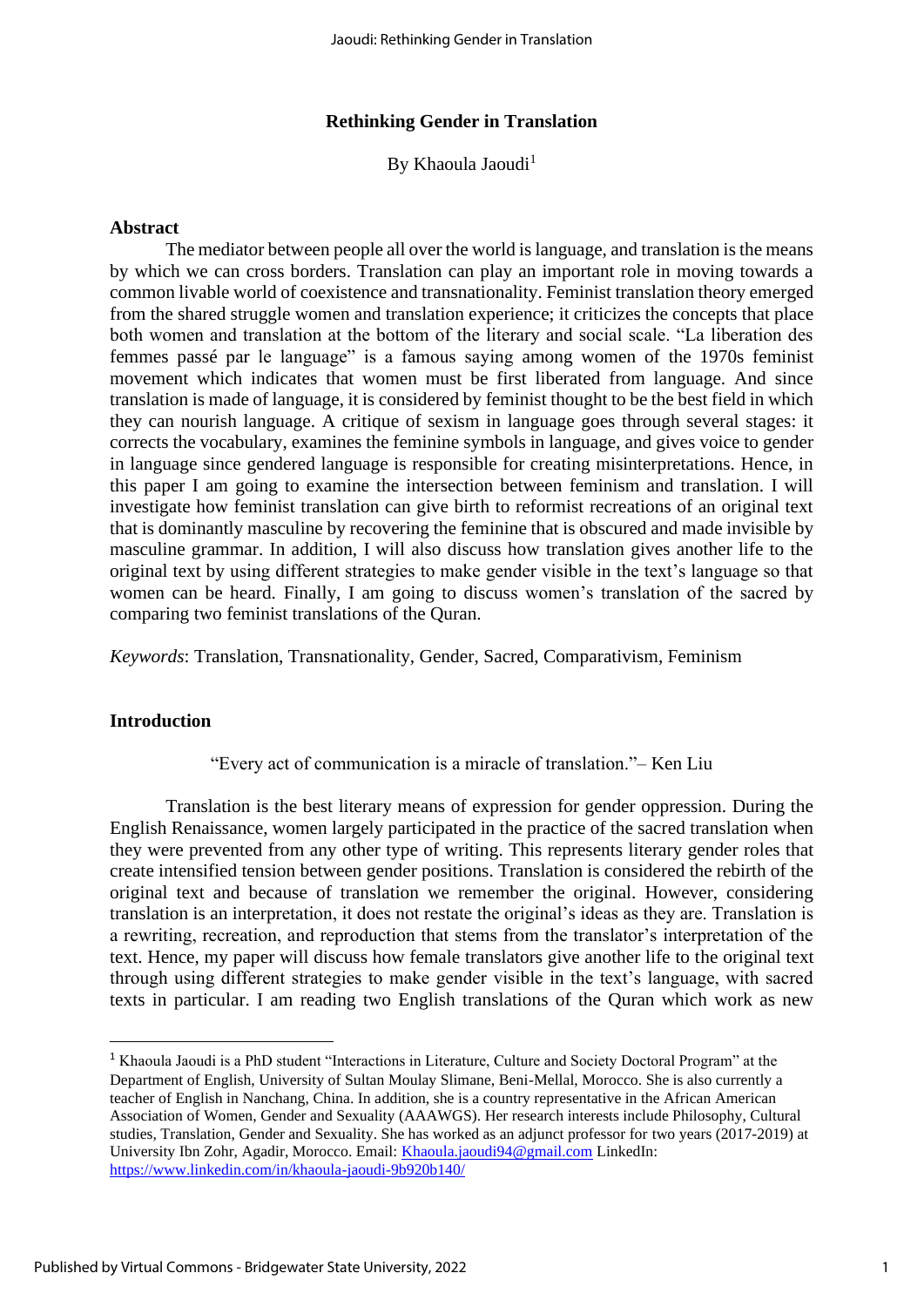# Rethinking Gender in Translation

By Khaoula Jaoudi[1]

## Abstract

The mediator between people all over the world is language, and translation is the means by which we can cross borders. Translation can play an important role in moving towards a common livable world of coexistence and transnationality. Feminist translation theory emerged from the shared struggle women and translation experience; it criticizes the concepts that place both women and translation at the bottom of the literary and social scale. "La liberation des femmes passé par le language" is a famous saying among women of the 1970s feminist movement which indicates that women must be first liberated from language. And since translation is made of language, it is considered by feminist thought to be the best field in which they can nourish language. A critique of sexism in language goes through several stages: it corrects the vocabulary, examines the feminine symbols in language, and gives voice to gender in language since gendered language is responsible for creating misinterpretations. Hence, in this paper I am going to examine the intersection between feminism and translation. I will investigate how feminist translation can give birth to reformist recreations of an original text that is dominantly masculine by recovering the feminine that is obscured and made invisible by masculine grammar. In addition, I will also discuss how translation gives another life to the original text by using different strategies to make gender visible in the text's language so that women can be heard. Finally, I am going to discuss women's translation of the sacred by comparing two feminist translations of the Quran.

*Keywords*: Translation, Transnationality, Gender, Sacred, Comparativism, Feminism

## Introduction

"Every act of communication is a miracle of translation."– Ken Liu

Translation is the best literary means of expression for gender oppression. During the English Renaissance, women largely participated in the practice of the sacred translation when they were prevented from any other type of writing. This represents literary gender roles that create intensified tension between gender positions. Translation is considered the rebirth of the original text and because of translation we remember the original. However, considering translation is an interpretation, it does not restate the original's ideas as they are. Translation is a rewriting, recreation, and reproduction that stems from the translator's interpretation of the text. Hence, my paper will discuss how female translators give another life to the original text through using different strategies to make gender visible in the text's language, with sacred texts in particular. I am reading two English translations of the Quran which work as new

---

[1] Khaoula Jaoudi is a PhD student "Interactions in Literature, Culture and Society Doctoral Program" at the Department of English, University of Sultan Moulay Slimane, Beni-Mellal, Morocco. She is also currently a teacher of English in Nanchang, China. In addition, she is a country representative in the African American Association of Women, Gender and Sexuality (AAAWGS). Her research interests include Philosophy, Cultural studies, Translation, Gender and Sexuality. She has worked as an adjunct professor for two years (2017-2019) at University Ibn Zohr, Agadir, Morocco. Email: Khaoula.jaoudi94@gmail.com LinkedIn: https://www.linkedin.com/in/khaoula-jaoudi-9b920b140/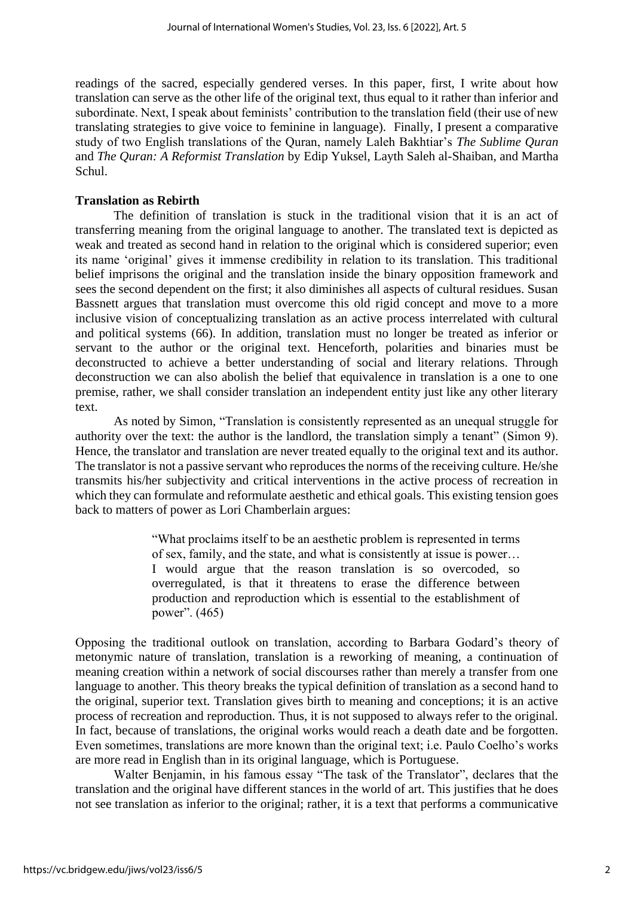readings of the sacred, especially gendered verses. In this paper, first, I write about how translation can serve as the other life of the original text, thus equal to it rather than inferior and subordinate. Next, I speak about feminists' contribution to the translation field (their use of new translating strategies to give voice to feminine in language). Finally, I present a comparative study of two English translations of the Quran, namely Laleh Bakhtiar's *The Sublime Quran* and *The Quran: A Reformist Translation* by Edip Yuksel, Layth Saleh al-Shaiban, and Martha Schul.

**Translation as Rebirth**

The definition of translation is stuck in the traditional vision that it is an act of transferring meaning from the original language to another. The translated text is depicted as weak and treated as second hand in relation to the original which is considered superior; even its name 'original' gives it immense credibility in relation to its translation. This traditional belief imprisons the original and the translation inside the binary opposition framework and sees the second dependent on the first; it also diminishes all aspects of cultural residues. Susan Bassnett argues that translation must overcome this old rigid concept and move to a more inclusive vision of conceptualizing translation as an active process interrelated with cultural and political systems (66). In addition, translation must no longer be treated as inferior or servant to the author or the original text. Henceforth, polarities and binaries must be deconstructed to achieve a better understanding of social and literary relations. Through deconstruction we can also abolish the belief that equivalence in translation is a one to one premise, rather, we shall consider translation an independent entity just like any other literary text.

As noted by Simon, "Translation is consistently represented as an unequal struggle for authority over the text: the author is the landlord, the translation simply a tenant" (Simon 9). Hence, the translator and translation are never treated equally to the original text and its author. The translator is not a passive servant who reproduces the norms of the receiving culture. He/she transmits his/her subjectivity and critical interventions in the active process of recreation in which they can formulate and reformulate aesthetic and ethical goals. This existing tension goes back to matters of power as Lori Chamberlain argues:

> "What proclaims itself to be an aesthetic problem is represented in terms of sex, family, and the state, and what is consistently at issue is power… I would argue that the reason translation is so overcoded, so overregulated, is that it threatens to erase the difference between production and reproduction which is essential to the establishment of power". (465)

Opposing the traditional outlook on translation, according to Barbara Godard's theory of metonymic nature of translation, translation is a reworking of meaning, a continuation of meaning creation within a network of social discourses rather than merely a transfer from one language to another. This theory breaks the typical definition of translation as a second hand to the original, superior text. Translation gives birth to meaning and conceptions; it is an active process of recreation and reproduction. Thus, it is not supposed to always refer to the original. In fact, because of translations, the original works would reach a death date and be forgotten. Even sometimes, translations are more known than the original text; i.e. Paulo Coelho's works are more read in English than in its original language, which is Portuguese.

Walter Benjamin, in his famous essay "The task of the Translator", declares that the translation and the original have different stances in the world of art. This justifies that he does not see translation as inferior to the original; rather, it is a text that performs a communicative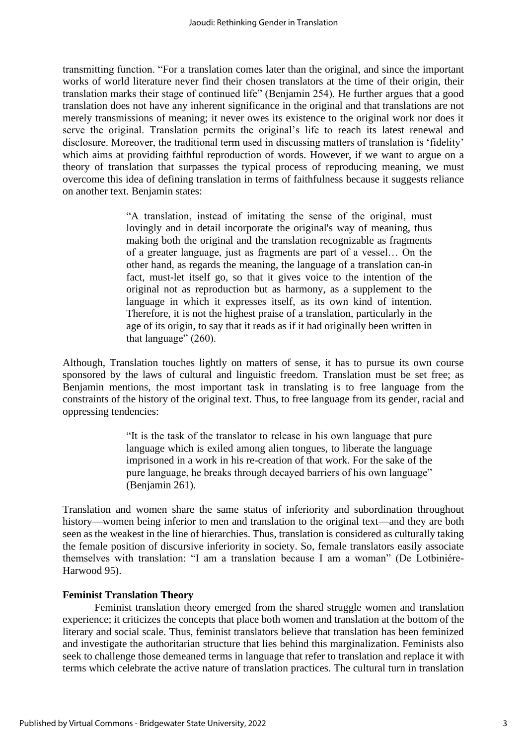transmitting function. "For a translation comes later than the original, and since the important works of world literature never find their chosen translators at the time of their origin, their translation marks their stage of continued life" (Benjamin 254). He further argues that a good translation does not have any inherent significance in the original and that translations are not merely transmissions of meaning; it never owes its existence to the original work nor does it serve the original. Translation permits the original's life to reach its latest renewal and disclosure. Moreover, the traditional term used in discussing matters of translation is 'fidelity' which aims at providing faithful reproduction of words. However, if we want to argue on a theory of translation that surpasses the typical process of reproducing meaning, we must overcome this idea of defining translation in terms of faithfulness because it suggests reliance on another text. Benjamin states:

> "A translation, instead of imitating the sense of the original, must lovingly and in detail incorporate the original's way of meaning, thus making both the original and the translation recognizable as fragments of a greater language, just as fragments are part of a vessel… On the other hand, as regards the meaning, the language of a translation can-in fact, must-let itself go, so that it gives voice to the intention of the original not as reproduction but as harmony, as a supplement to the language in which it expresses itself, as its own kind of intention. Therefore, it is not the highest praise of a translation, particularly in the age of its origin, to say that it reads as if it had originally been written in that language" (260).

Although, Translation touches lightly on matters of sense, it has to pursue its own course sponsored by the laws of cultural and linguistic freedom. Translation must be set free; as Benjamin mentions, the most important task in translating is to free language from the constraints of the history of the original text. Thus, to free language from its gender, racial and oppressing tendencies:

> "It is the task of the translator to release in his own language that pure language which is exiled among alien tongues, to liberate the language imprisoned in a work in his re-creation of that work. For the sake of the pure language, he breaks through decayed barriers of his own language" (Benjamin 261).

Translation and women share the same status of inferiority and subordination throughout history—women being inferior to men and translation to the original text—and they are both seen as the weakest in the line of hierarchies. Thus, translation is considered as culturally taking the female position of discursive inferiority in society. So, female translators easily associate themselves with translation: "I am a translation because I am a woman" (De Lotbiniére-Harwood 95).

**Feminist Translation Theory**

Feminist translation theory emerged from the shared struggle women and translation experience; it criticizes the concepts that place both women and translation at the bottom of the literary and social scale. Thus, feminist translators believe that translation has been feminized and investigate the authoritarian structure that lies behind this marginalization. Feminists also seek to challenge those demeaned terms in language that refer to translation and replace it with terms which celebrate the active nature of translation practices. The cultural turn in translation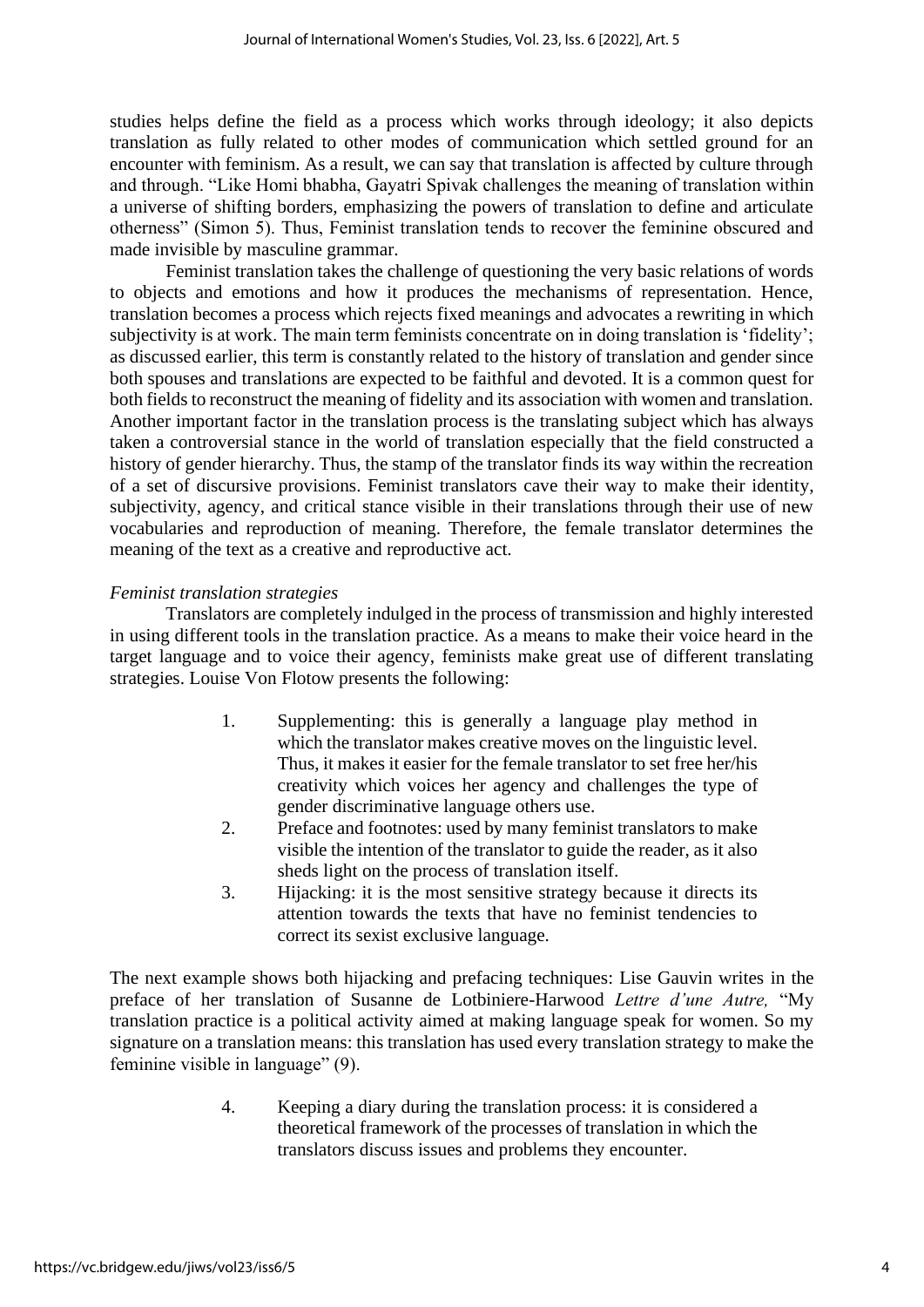studies helps define the field as a process which works through ideology; it also depicts translation as fully related to other modes of communication which settled ground for an encounter with feminism. As a result, we can say that translation is affected by culture through and through. "Like Homi bhabha, Gayatri Spivak challenges the meaning of translation within a universe of shifting borders, emphasizing the powers of translation to define and articulate otherness" (Simon 5). Thus, Feminist translation tends to recover the feminine obscured and made invisible by masculine grammar.

Feminist translation takes the challenge of questioning the very basic relations of words to objects and emotions and how it produces the mechanisms of representation. Hence, translation becomes a process which rejects fixed meanings and advocates a rewriting in which subjectivity is at work. The main term feminists concentrate on in doing translation is 'fidelity'; as discussed earlier, this term is constantly related to the history of translation and gender since both spouses and translations are expected to be faithful and devoted. It is a common quest for both fields to reconstruct the meaning of fidelity and its association with women and translation. Another important factor in the translation process is the translating subject which has always taken a controversial stance in the world of translation especially that the field constructed a history of gender hierarchy. Thus, the stamp of the translator finds its way within the recreation of a set of discursive provisions. Feminist translators cave their way to make their identity, subjectivity, agency, and critical stance visible in their translations through their use of new vocabularies and reproduction of meaning. Therefore, the female translator determines the meaning of the text as a creative and reproductive act.

*Feminist translation strategies*

Translators are completely indulged in the process of transmission and highly interested in using different tools in the translation practice. As a means to make their voice heard in the target language and to voice their agency, feminists make great use of different translating strategies. Louise Von Flotow presents the following:

1. Supplementing: this is generally a language play method in which the translator makes creative moves on the linguistic level. Thus, it makes it easier for the female translator to set free her/his creativity which voices her agency and challenges the type of gender discriminative language others use.
2. Preface and footnotes: used by many feminist translators to make visible the intention of the translator to guide the reader, as it also sheds light on the process of translation itself.
3. Hijacking: it is the most sensitive strategy because it directs its attention towards the texts that have no feminist tendencies to correct its sexist exclusive language.

The next example shows both hijacking and prefacing techniques: Lise Gauvin writes in the preface of her translation of Susanne de Lotbiniere-Harwood *Lettre d'une Autre,* "My translation practice is a political activity aimed at making language speak for women. So my signature on a translation means: this translation has used every translation strategy to make the feminine visible in language" (9).

4. Keeping a diary during the translation process: it is considered a theoretical framework of the processes of translation in which the translators discuss issues and problems they encounter.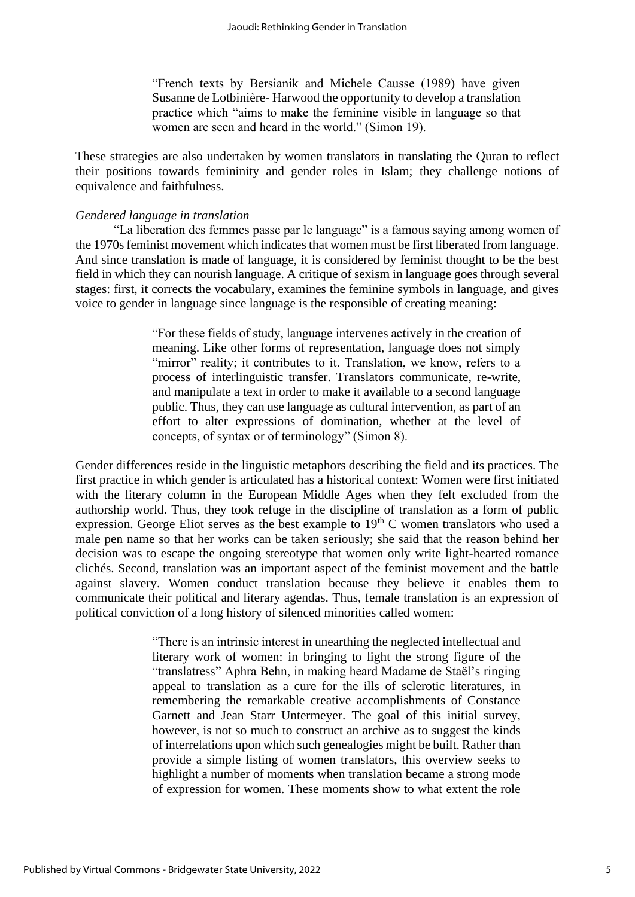> "French texts by Bersianik and Michele Causse (1989) have given Susanne de Lotbinière- Harwood the opportunity to develop a translation practice which "aims to make the feminine visible in language so that women are seen and heard in the world." (Simon 19).

These strategies are also undertaken by women translators in translating the Quran to reflect their positions towards femininity and gender roles in Islam; they challenge notions of equivalence and faithfulness.

*Gendered language in translation*

"La liberation des femmes passe par le language" is a famous saying among women of the 1970s feminist movement which indicates that women must be first liberated from language. And since translation is made of language, it is considered by feminist thought to be the best field in which they can nourish language. A critique of sexism in language goes through several stages: first, it corrects the vocabulary, examines the feminine symbols in language, and gives voice to gender in language since language is the responsible of creating meaning:

> "For these fields of study, language intervenes actively in the creation of meaning. Like other forms of representation, language does not simply "mirror" reality; it contributes to it. Translation, we know, refers to a process of interlinguistic transfer. Translators communicate, re-write, and manipulate a text in order to make it available to a second language public. Thus, they can use language as cultural intervention, as part of an effort to alter expressions of domination, whether at the level of concepts, of syntax or of terminology" (Simon 8).

Gender differences reside in the linguistic metaphors describing the field and its practices. The first practice in which gender is articulated has a historical context: Women were first initiated with the literary column in the European Middle Ages when they felt excluded from the authorship world. Thus, they took refuge in the discipline of translation as a form of public expression. George Eliot serves as the best example to 19th C women translators who used a male pen name so that her works can be taken seriously; she said that the reason behind her decision was to escape the ongoing stereotype that women only write light-hearted romance clichés. Second, translation was an important aspect of the feminist movement and the battle against slavery. Women conduct translation because they believe it enables them to communicate their political and literary agendas. Thus, female translation is an expression of political conviction of a long history of silenced minorities called women:

> "There is an intrinsic interest in unearthing the neglected intellectual and literary work of women: in bringing to light the strong figure of the "translatress" Aphra Behn, in making heard Madame de Staël's ringing appeal to translation as a cure for the ills of sclerotic literatures, in remembering the remarkable creative accomplishments of Constance Garnett and Jean Starr Untermeyer. The goal of this initial survey, however, is not so much to construct an archive as to suggest the kinds of interrelations upon which such genealogies might be built. Rather than provide a simple listing of women translators, this overview seeks to highlight a number of moments when translation became a strong mode of expression for women. These moments show to what extent the role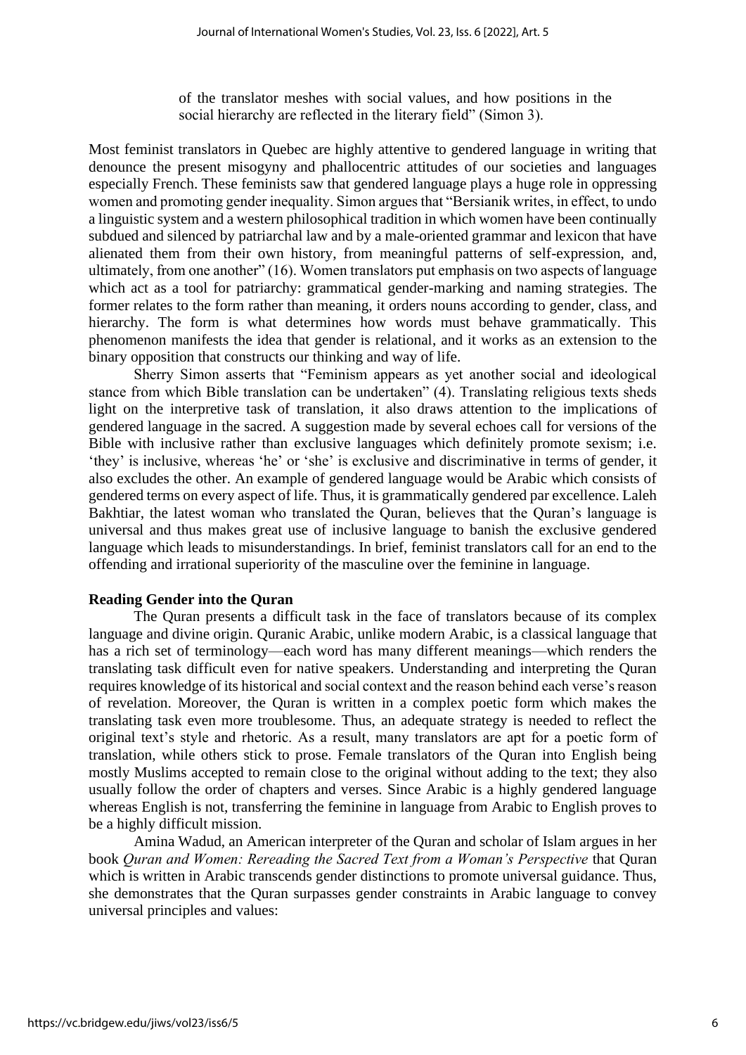of the translator meshes with social values, and how positions in the social hierarchy are reflected in the literary field" (Simon 3).

Most feminist translators in Quebec are highly attentive to gendered language in writing that denounce the present misogyny and phallocentric attitudes of our societies and languages especially French. These feminists saw that gendered language plays a huge role in oppressing women and promoting gender inequality. Simon argues that "Bersianik writes, in effect, to undo a linguistic system and a western philosophical tradition in which women have been continually subdued and silenced by patriarchal law and by a male-oriented grammar and lexicon that have alienated them from their own history, from meaningful patterns of self-expression, and, ultimately, from one another" (16). Women translators put emphasis on two aspects of language which act as a tool for patriarchy: grammatical gender-marking and naming strategies. The former relates to the form rather than meaning, it orders nouns according to gender, class, and hierarchy. The form is what determines how words must behave grammatically. This phenomenon manifests the idea that gender is relational, and it works as an extension to the binary opposition that constructs our thinking and way of life.

Sherry Simon asserts that "Feminism appears as yet another social and ideological stance from which Bible translation can be undertaken" (4). Translating religious texts sheds light on the interpretive task of translation, it also draws attention to the implications of gendered language in the sacred. A suggestion made by several echoes call for versions of the Bible with inclusive rather than exclusive languages which definitely promote sexism; i.e. 'they' is inclusive, whereas 'he' or 'she' is exclusive and discriminative in terms of gender, it also excludes the other. An example of gendered language would be Arabic which consists of gendered terms on every aspect of life. Thus, it is grammatically gendered par excellence. Laleh Bakhtiar, the latest woman who translated the Quran, believes that the Quran's language is universal and thus makes great use of inclusive language to banish the exclusive gendered language which leads to misunderstandings. In brief, feminist translators call for an end to the offending and irrational superiority of the masculine over the feminine in language.

## Reading Gender into the Quran

The Quran presents a difficult task in the face of translators because of its complex language and divine origin. Quranic Arabic, unlike modern Arabic, is a classical language that has a rich set of terminology—each word has many different meanings—which renders the translating task difficult even for native speakers. Understanding and interpreting the Quran requires knowledge of its historical and social context and the reason behind each verse's reason of revelation. Moreover, the Quran is written in a complex poetic form which makes the translating task even more troublesome. Thus, an adequate strategy is needed to reflect the original text's style and rhetoric. As a result, many translators are apt for a poetic form of translation, while others stick to prose. Female translators of the Quran into English being mostly Muslims accepted to remain close to the original without adding to the text; they also usually follow the order of chapters and verses. Since Arabic is a highly gendered language whereas English is not, transferring the feminine in language from Arabic to English proves to be a highly difficult mission.

Amina Wadud, an American interpreter of the Quran and scholar of Islam argues in her book *Quran and Women: Rereading the Sacred Text from a Woman's Perspective* that Quran which is written in Arabic transcends gender distinctions to promote universal guidance. Thus, she demonstrates that the Quran surpasses gender constraints in Arabic language to convey universal principles and values: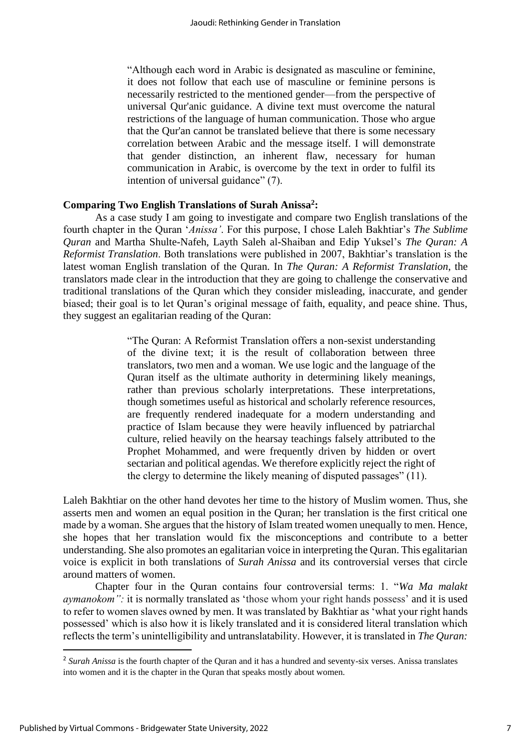> "Although each word in Arabic is designated as masculine or feminine, it does not follow that each use of masculine or feminine persons is necessarily restricted to the mentioned gender—from the perspective of universal Qur'anic guidance. A divine text must overcome the natural restrictions of the language of human communication. Those who argue that the Qur'an cannot be translated believe that there is some necessary correlation between Arabic and the message itself. I will demonstrate that gender distinction, an inherent flaw, necessary for human communication in Arabic, is overcome by the text in order to fulfil its intention of universal guidance" (7).

**Comparing Two English Translations of Surah Anissa[2]:**

As a case study I am going to investigate and compare two English translations of the fourth chapter in the Quran '*Anissa'*. For this purpose, I chose Laleh Bakhtiar's *The Sublime Quran* and Martha Shulte-Nafeh, Layth Saleh al-Shaiban and Edip Yuksel's *The Quran: A Reformist Translation*. Both translations were published in 2007, Bakhtiar's translation is the latest woman English translation of the Quran. In *The Quran: A Reformist Translation*, the translators made clear in the introduction that they are going to challenge the conservative and traditional translations of the Quran which they consider misleading, inaccurate, and gender biased; their goal is to let Quran's original message of faith, equality, and peace shine. Thus, they suggest an egalitarian reading of the Quran:

> "The Quran: A Reformist Translation offers a non-sexist understanding of the divine text; it is the result of collaboration between three translators, two men and a woman. We use logic and the language of the Quran itself as the ultimate authority in determining likely meanings, rather than previous scholarly interpretations. These interpretations, though sometimes useful as historical and scholarly reference resources, are frequently rendered inadequate for a modern understanding and practice of Islam because they were heavily influenced by patriarchal culture, relied heavily on the hearsay teachings falsely attributed to the Prophet Mohammed, and were frequently driven by hidden or overt sectarian and political agendas. We therefore explicitly reject the right of the clergy to determine the likely meaning of disputed passages" (11).

Laleh Bakhtiar on the other hand devotes her time to the history of Muslim women. Thus, she asserts men and women an equal position in the Quran; her translation is the first critical one made by a woman. She argues that the history of Islam treated women unequally to men. Hence, she hopes that her translation would fix the misconceptions and contribute to a better understanding. She also promotes an egalitarian voice in interpreting the Quran. This egalitarian voice is explicit in both translations of *Surah Anissa* and its controversial verses that circle around matters of women.

Chapter four in the Quran contains four controversial terms: 1. "*Wa Ma malakt aymanokom":* it is normally translated as 'those whom your right hands possess' and it is used to refer to women slaves owned by men. It was translated by Bakhtiar as 'what your right hands possessed' which is also how it is likely translated and it is considered literal translation which reflects the term's unintelligibility and untranslatability. However, it is translated in *The Quran:*

[2] *Surah Anissa* is the fourth chapter of the Quran and it has a hundred and seventy-six verses. Anissa translates into women and it is the chapter in the Quran that speaks mostly about women.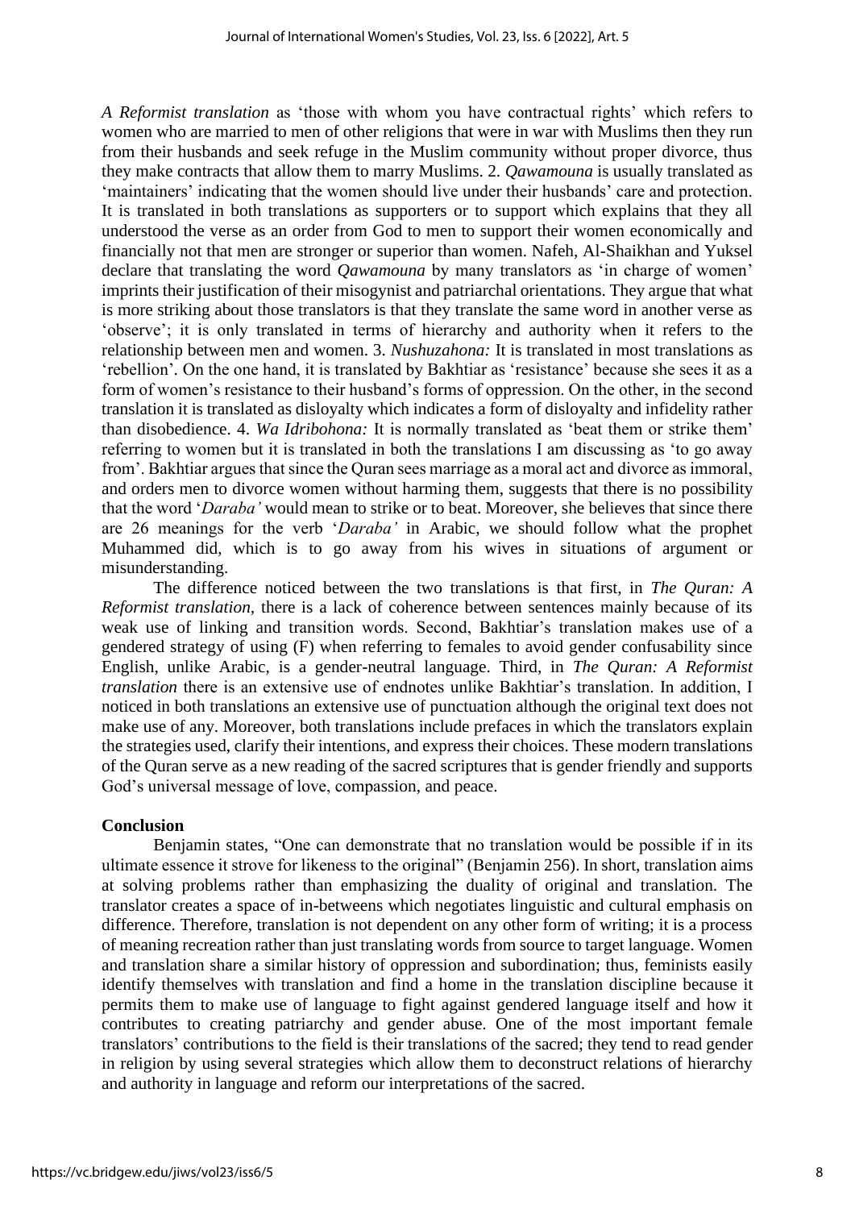*A Reformist translation* as 'those with whom you have contractual rights' which refers to women who are married to men of other religions that were in war with Muslims then they run from their husbands and seek refuge in the Muslim community without proper divorce, thus they make contracts that allow them to marry Muslims. 2. *Qawamouna* is usually translated as 'maintainers' indicating that the women should live under their husbands' care and protection. It is translated in both translations as supporters or to support which explains that they all understood the verse as an order from God to men to support their women economically and financially not that men are stronger or superior than women. Nafeh, Al-Shaikhan and Yuksel declare that translating the word *Qawamouna* by many translators as 'in charge of women' imprints their justification of their misogynist and patriarchal orientations. They argue that what is more striking about those translators is that they translate the same word in another verse as 'observe'; it is only translated in terms of hierarchy and authority when it refers to the relationship between men and women. 3. *Nushuzahona:* It is translated in most translations as 'rebellion'. On the one hand, it is translated by Bakhtiar as 'resistance' because she sees it as a form of women's resistance to their husband's forms of oppression. On the other, in the second translation it is translated as disloyalty which indicates a form of disloyalty and infidelity rather than disobedience. 4. *Wa Idribohona:* It is normally translated as 'beat them or strike them' referring to women but it is translated in both the translations I am discussing as 'to go away from'. Bakhtiar argues that since the Quran sees marriage as a moral act and divorce as immoral, and orders men to divorce women without harming them, suggests that there is no possibility that the word '*Daraba'* would mean to strike or to beat. Moreover, she believes that since there are 26 meanings for the verb '*Daraba'* in Arabic, we should follow what the prophet Muhammed did, which is to go away from his wives in situations of argument or misunderstanding.

The difference noticed between the two translations is that first, in *The Quran: A Reformist translation*, there is a lack of coherence between sentences mainly because of its weak use of linking and transition words. Second, Bakhtiar's translation makes use of a gendered strategy of using (F) when referring to females to avoid gender confusability since English, unlike Arabic, is a gender-neutral language. Third, in *The Quran: A Reformist translation* there is an extensive use of endnotes unlike Bakhtiar's translation. In addition, I noticed in both translations an extensive use of punctuation although the original text does not make use of any. Moreover, both translations include prefaces in which the translators explain the strategies used, clarify their intentions, and express their choices. These modern translations of the Quran serve as a new reading of the sacred scriptures that is gender friendly and supports God's universal message of love, compassion, and peace.

## Conclusion

Benjamin states, "One can demonstrate that no translation would be possible if in its ultimate essence it strove for likeness to the original" (Benjamin 256). In short, translation aims at solving problems rather than emphasizing the duality of original and translation. The translator creates a space of in-betweens which negotiates linguistic and cultural emphasis on difference. Therefore, translation is not dependent on any other form of writing; it is a process of meaning recreation rather than just translating words from source to target language. Women and translation share a similar history of oppression and subordination; thus, feminists easily identify themselves with translation and find a home in the translation discipline because it permits them to make use of language to fight against gendered language itself and how it contributes to creating patriarchy and gender abuse. One of the most important female translators' contributions to the field is their translations of the sacred; they tend to read gender in religion by using several strategies which allow them to deconstruct relations of hierarchy and authority in language and reform our interpretations of the sacred.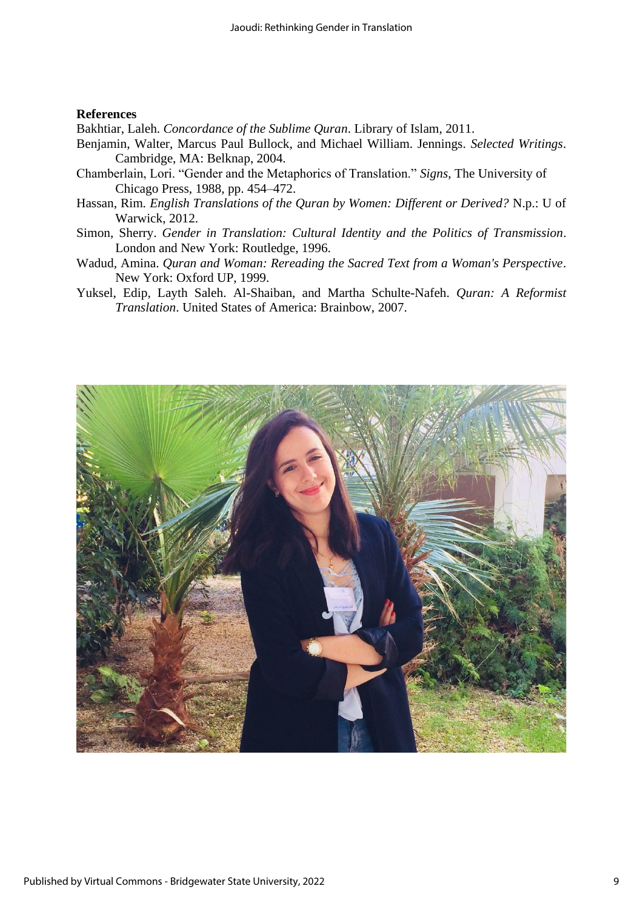**References**

Bakhtiar, Laleh. *Concordance of the Sublime Quran*. Library of Islam, 2011.

Benjamin, Walter, Marcus Paul Bullock, and Michael William. Jennings. *Selected Writings*. Cambridge, MA: Belknap, 2004.

Chamberlain, Lori. "Gender and the Metaphorics of Translation." *Signs*, The University of Chicago Press, 1988, pp. 454–472.

Hassan, Rim. *English Translations of the Quran by Women: Different or Derived?* N.p.: U of Warwick, 2012.

Simon, Sherry. *Gender in Translation: Cultural Identity and the Politics of Transmission*. London and New York: Routledge, 1996.

Wadud, Amina. *Quran and Woman: Rereading the Sacred Text from a Woman's Perspective*. New York: Oxford UP, 1999.

Yuksel, Edip, Layth Saleh. Al-Shaiban, and Martha Schulte-Nafeh. *Quran: A Reformist Translation*. United States of America: Brainbow, 2007.